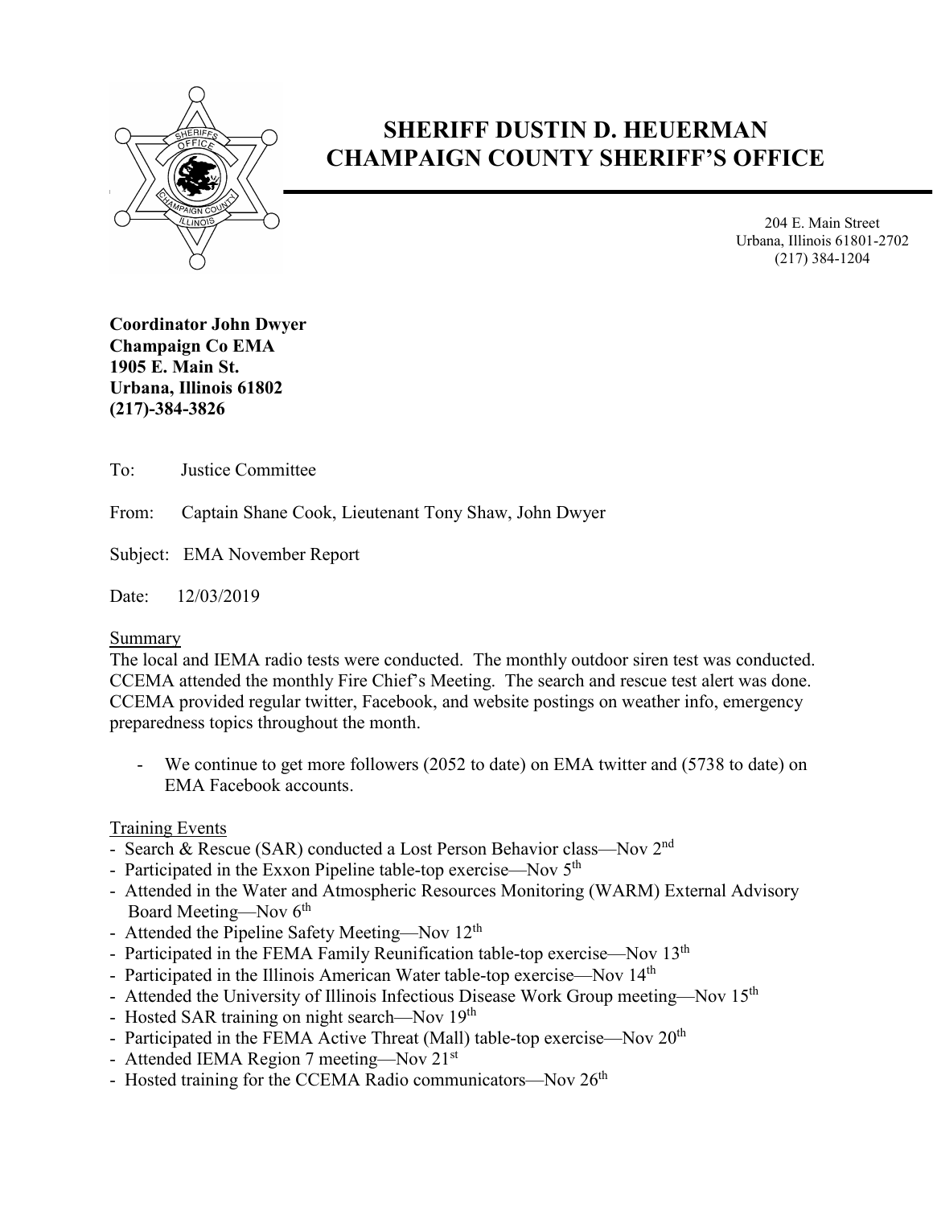# SHERIFF DUSTIN D. HEUERMAN
# CHAMPAIGN COUNTY SHERIFF'S OFFICE

204 E. Main Street
Urbana, Illinois 61801-2702
(217) 384-1204

**Coordinator John Dwyer**
**Champaign Co EMA**
**1905 E. Main St.**
**Urbana, Illinois 61802**
**(217)-384-3826**

To: Justice Committee

From: Captain Shane Cook, Lieutenant Tony Shaw, John Dwyer

Subject: EMA November Report

Date: 12/03/2019

Summary

The local and IEMA radio tests were conducted. The monthly outdoor siren test was conducted. CCEMA attended the monthly Fire Chief's Meeting. The search and rescue test alert was done. CCEMA provided regular twitter, Facebook, and website postings on weather info, emergency preparedness topics throughout the month.

- We continue to get more followers (2052 to date) on EMA twitter and (5738 to date) on EMA Facebook accounts.

Training Events

- Search & Rescue (SAR) conducted a Lost Person Behavior class—Nov 2nd
- Participated in the Exxon Pipeline table-top exercise—Nov 5th
- Attended in the Water and Atmospheric Resources Monitoring (WARM) External Advisory Board Meeting—Nov 6th
- Attended the Pipeline Safety Meeting—Nov 12th
- Participated in the FEMA Family Reunification table-top exercise—Nov 13th
- Participated in the Illinois American Water table-top exercise—Nov 14th
- Attended the University of Illinois Infectious Disease Work Group meeting—Nov 15th
- Hosted SAR training on night search—Nov 19th
- Participated in the FEMA Active Threat (Mall) table-top exercise—Nov 20th
- Attended IEMA Region 7 meeting—Nov 21st
- Hosted training for the CCEMA Radio communicators—Nov 26th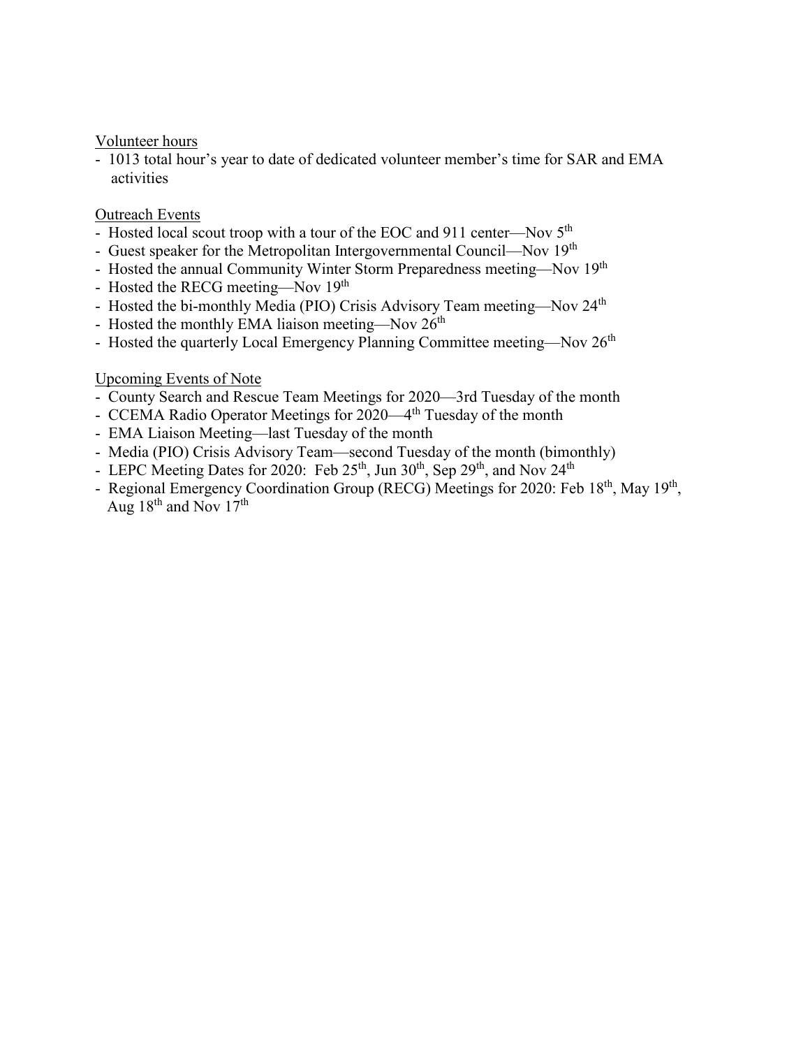Volunteer hours

- 1013 total hour's year to date of dedicated volunteer member's time for SAR and EMA activities

Outreach Events

- Hosted local scout troop with a tour of the EOC and 911 center—Nov 5th
- Guest speaker for the Metropolitan Intergovernmental Council—Nov 19th
- Hosted the annual Community Winter Storm Preparedness meeting—Nov 19th
- Hosted the RECG meeting—Nov 19th
- Hosted the bi-monthly Media (PIO) Crisis Advisory Team meeting—Nov 24th
- Hosted the monthly EMA liaison meeting—Nov 26th
- Hosted the quarterly Local Emergency Planning Committee meeting—Nov 26th

Upcoming Events of Note

- County Search and Rescue Team Meetings for 2020—3rd Tuesday of the month
- CCEMA Radio Operator Meetings for 2020—4th Tuesday of the month
- EMA Liaison Meeting—last Tuesday of the month
- Media (PIO) Crisis Advisory Team—second Tuesday of the month (bimonthly)
- LEPC Meeting Dates for 2020: Feb 25th, Jun 30th, Sep 29th, and Nov 24th
- Regional Emergency Coordination Group (RECG) Meetings for 2020: Feb 18th, May 19th, Aug 18th and Nov 17th